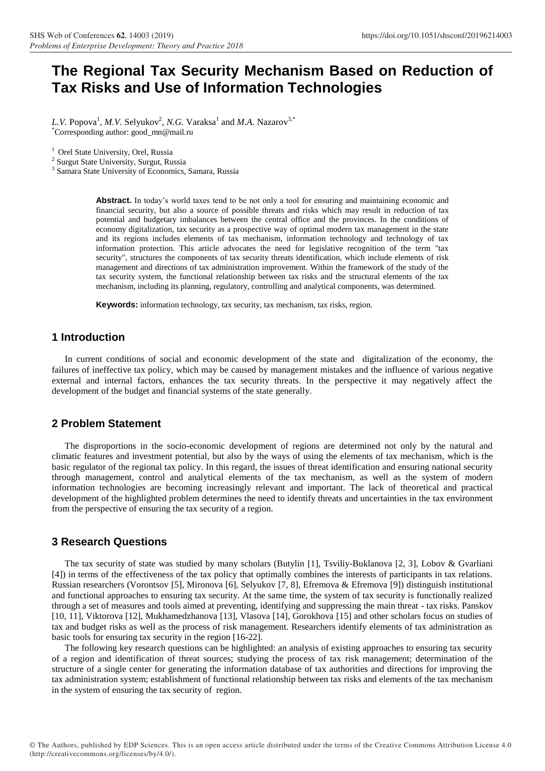# The Regional Tax Security Mechanism Based on Reduction of Tax Risks and Use of Information Technologies

*L.V.* Popova[1], *M.V.* Selyukov[2], *N.G.* Varaksa[1] and *M.A.* Nazarov[3,*]

[*]Corresponding author: good_mn@mail.ru

[1] Orel State University, Orel, Russia

[2] Surgut State University, Surgut, Russia

[3] Samara State University of Economics, Samara, Russia

**Abstract.** In today's world taxes tend to be not only a tool for ensuring and maintaining economic and financial security, but also a source of possible threats and risks which may result in reduction of tax potential and budgetary imbalances between the central office and the provinces. In the conditions of economy digitalization, tax security as a prospective way of optimal modern tax management in the state and its regions includes elements of tax mechanism, information technology and technology of tax information protection. This article advocates the need for legislative recognition of the term "tax security", structures the components of tax security threats identification, which include elements of risk management and directions of tax administration improvement. Within the framework of the study of the tax security system, the functional relationship between tax risks and the structural elements of the tax mechanism, including its planning, regulatory, controlling and analytical components, was determined.

**Keywords:** information technology, tax security, tax mechanism, tax risks, region.

## 1 Introduction

In current conditions of social and economic development of the state and digitalization of the economy, the failures of ineffective tax policy, which may be caused by management mistakes and the influence of various negative external and internal factors, enhances the tax security threats. In the perspective it may negatively affect the development of the budget and financial systems of the state generally.

## 2 Problem Statement

The disproportions in the socio-economic development of regions are determined not only by the natural and climatic features and investment potential, but also by the ways of using the elements of tax mechanism, which is the basic regulator of the regional tax policy. In this regard, the issues of threat identification and ensuring national security through management, control and analytical elements of the tax mechanism, as well as the system of modern information technologies are becoming increasingly relevant and important. The lack of theoretical and practical development of the highlighted problem determines the need to identify threats and uncertainties in the tax environment from the perspective of ensuring the tax security of a region.

## 3 Research Questions

The tax security of state was studied by many scholars (Butylin [1], Tsviliy-Buklanova [2, 3], Lobov & Gvarliani [4]) in terms of the effectiveness of the tax policy that optimally combines the interests of participants in tax relations. Russian researchers (Vorontsov [5], Mironova [6], Selyukov [7, 8], Efremova & Efremova [9]) distinguish institutional and functional approaches to ensuring tax security. At the same time, the system of tax security is functionally realized through a set of measures and tools aimed at preventing, identifying and suppressing the main threat - tax risks. Panskov [10, 11], Viktorova [12], Mukhamedzhanova [13], Vlasova [14], Gorokhova [15] and other scholars focus on studies of tax and budget risks as well as the process of risk management. Researchers identify elements of tax administration as basic tools for ensuring tax security in the region [16-22].

The following key research questions can be highlighted: an analysis of existing approaches to ensuring tax security of a region and identification of threat sources; studying the process of tax risk management; determination of the structure of a single center for generating the information database of tax authorities and directions for improving the tax administration system; establishment of functional relationship between tax risks and elements of the tax mechanism in the system of ensuring the tax security of region.

© The Authors, published by EDP Sciences. This is an open access article distributed under the terms of the Creative Commons Attribution License 4.0 (http://creativecommons.org/licenses/by/4.0/).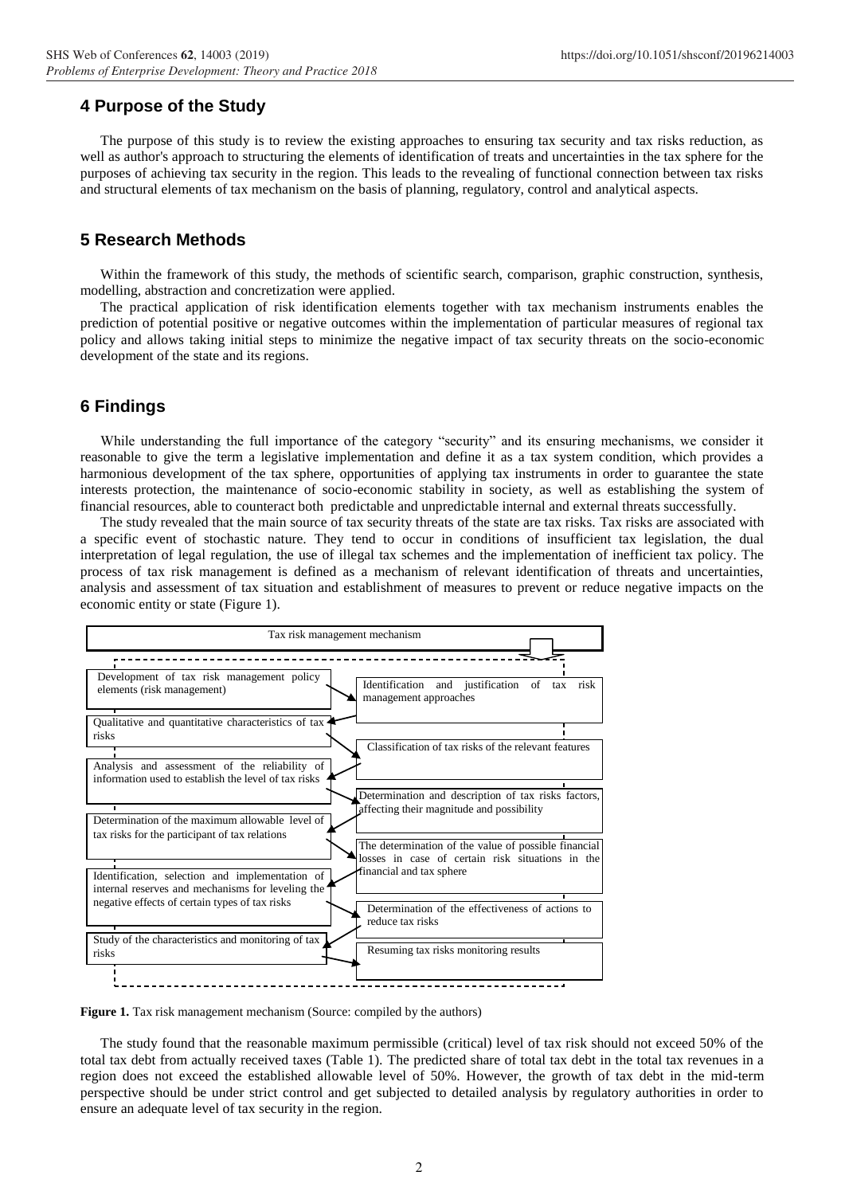## 4 Purpose of the Study

The purpose of this study is to review the existing approaches to ensuring tax security and tax risks reduction, as well as author's approach to structuring the elements of identification of treats and uncertainties in the tax sphere for the purposes of achieving tax security in the region. This leads to the revealing of functional connection between tax risks and structural elements of tax mechanism on the basis of planning, regulatory, control and analytical aspects.

## 5 Research Methods

Within the framework of this study, the methods of scientific search, comparison, graphic construction, synthesis, modelling, abstraction and concretization were applied.

The practical application of risk identification elements together with tax mechanism instruments enables the prediction of potential positive or negative outcomes within the implementation of particular measures of regional tax policy and allows taking initial steps to minimize the negative impact of tax security threats on the socio-economic development of the state and its regions.

## 6 Findings

While understanding the full importance of the category "security" and its ensuring mechanisms, we consider it reasonable to give the term a legislative implementation and define it as a tax system condition, which provides a harmonious development of the tax sphere, opportunities of applying tax instruments in order to guarantee the state interests protection, the maintenance of socio-economic stability in society, as well as establishing the system of financial resources, able to counteract both predictable and unpredictable internal and external threats successfully.

The study revealed that the main source of tax security threats of the state are tax risks. Tax risks are associated with a specific event of stochastic nature. They tend to occur in conditions of insufficient tax legislation, the dual interpretation of legal regulation, the use of illegal tax schemes and the implementation of inefficient tax policy. The process of tax risk management is defined as a mechanism of relevant identification of threats and uncertainties, analysis and assessment of tax situation and establishment of measures to prevent or reduce negative impacts on the economic entity or state (Figure 1).

Tax risk management mechanism

- Development of tax risk management policy elements (risk management)
- Identification and justification of tax risk management approaches
- Qualitative and quantitative characteristics of tax risks
- Classification of tax risks of the relevant features
- Analysis and assessment of the reliability of information used to establish the level of tax risks
- Determination and description of tax risks factors, affecting their magnitude and possibility
- Determination of the maximum allowable level of tax risks for the participant of tax relations
- The determination of the value of possible financial losses in case of certain risk situations in the financial and tax sphere
- Identification, selection and implementation of internal reserves and mechanisms for leveling the negative effects of certain types of tax risks
- Determination of the effectiveness of actions to reduce tax risks
- Study of the characteristics and monitoring of tax risks
- Resuming tax risks monitoring results

**Figure 1.** Tax risk management mechanism (Source: compiled by the authors)

The study found that the reasonable maximum permissible (critical) level of tax risk should not exceed 50% of the total tax debt from actually received taxes (Table 1). The predicted share of total tax debt in the total tax revenues in a region does not exceed the established allowable level of 50%. However, the growth of tax debt in the mid-term perspective should be under strict control and get subjected to detailed analysis by regulatory authorities in order to ensure an adequate level of tax security in the region.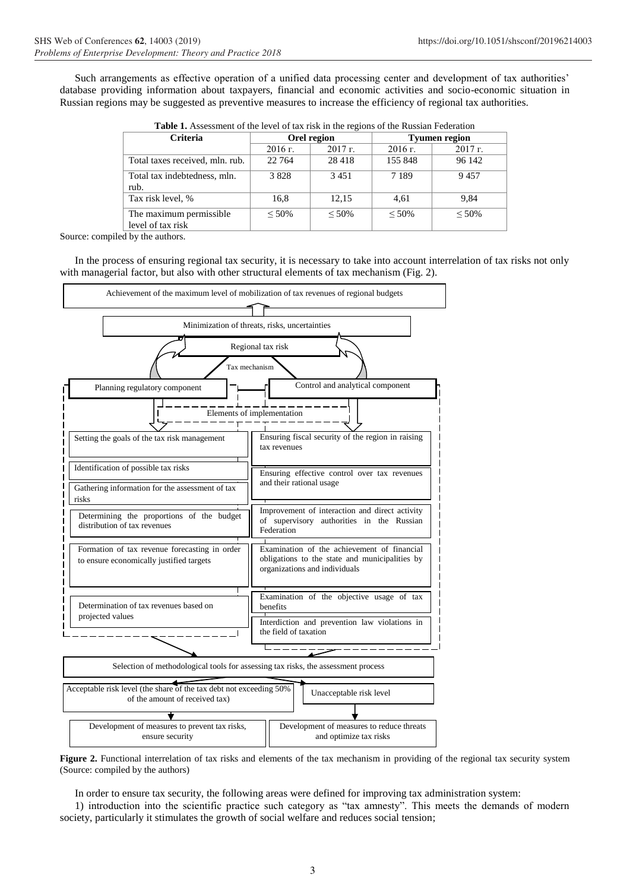Such arrangements as effective operation of a unified data processing center and development of tax authorities' database providing information about taxpayers, financial and economic activities and socio-economic situation in Russian regions may be suggested as preventive measures to increase the efficiency of regional tax authorities.

**Table 1.** Assessment of the level of tax risk in the regions of the Russian Federation

| Criteria | Orel region | | Tyumen region | |
|---|---|---|---|---|
| | 2016 г. | 2017 г. | 2016 г. | 2017 г. |
| Total taxes received, mln. rub. | 22 764 | 28 418 | 155 848 | 96 142 |
| Total tax indebtedness, mln. rub. | 3 828 | 3 451 | 7 189 | 9 457 |
| Tax risk level, % | 16,8 | 12,15 | 4,61 | 9,84 |
| The maximum permissible level of tax risk | ≤ 50% | ≤ 50% | ≤ 50% | ≤ 50% |

Source: compiled by the authors.

In the process of ensuring regional tax security, it is necessary to take into account interrelation of tax risks not only with managerial factor, but also with other structural elements of tax mechanism (Fig. 2).

Achievement of the maximum level of mobilization of tax revenues of regional budgets

Minimization of threats, risks, uncertainties

Regional tax risk

Tax mechanism

Planning regulatory component

Control and analytical component

Elements of implementation

- Setting the goals of the tax risk management
- Identification of possible tax risks
- Gathering information for the assessment of tax risks
- Determining the proportions of the budget distribution of tax revenues
- Formation of tax revenue forecasting in order to ensure economically justified targets
- Determination of tax revenues based on projected values

- Ensuring fiscal security of the region in raising tax revenues
- Ensuring effective control over tax revenues and their rational usage
- Improvement of interaction and direct activity of supervisory authorities in the Russian Federation
- Examination of the achievement of financial obligations to the state and municipalities by organizations and individuals
- Examination of the objective usage of tax benefits
- Interdiction and prevention law violations in the field of taxation

Selection of methodological tools for assessing tax risks, the assessment process

Acceptable risk level (the share of the tax debt not exceeding 50% of the amount of received tax) → Development of measures to prevent tax risks, ensure security

Unacceptable risk level → Development of measures to reduce threats and optimize tax risks

**Figure 2.** Functional interrelation of tax risks and elements of the tax mechanism in providing of the regional tax security system (Source: compiled by the authors)

In order to ensure tax security, the following areas were defined for improving tax administration system:

1) introduction into the scientific practice such category as "tax amnesty". This meets the demands of modern society, particularly it stimulates the growth of social welfare and reduces social tension;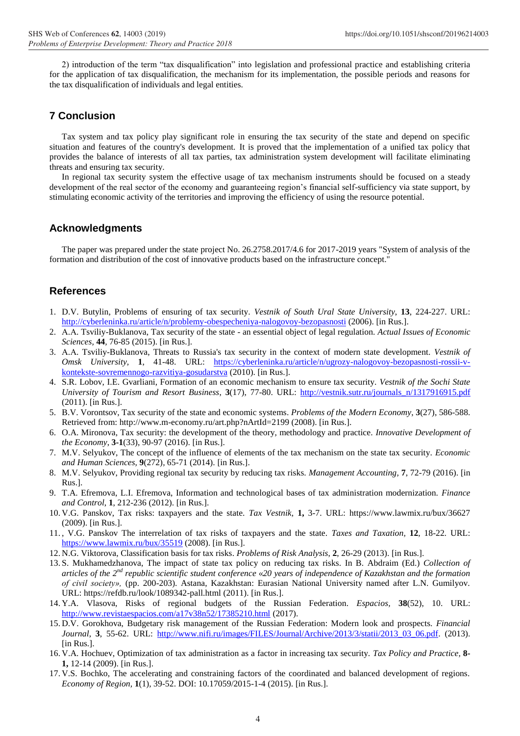2) introduction of the term "tax disqualification" into legislation and professional practice and establishing criteria for the application of tax disqualification, the mechanism for its implementation, the possible periods and reasons for the tax disqualification of individuals and legal entities.

## 7 Conclusion

Tax system and tax policy play significant role in ensuring the tax security of the state and depend on specific situation and features of the country's development. It is proved that the implementation of a unified tax policy that provides the balance of interests of all tax parties, tax administration system development will facilitate eliminating threats and ensuring tax security.

In regional tax security system the effective usage of tax mechanism instruments should be focused on a steady development of the real sector of the economy and guaranteeing region's financial self-sufficiency via state support, by stimulating economic activity of the territories and improving the efficiency of using the resource potential.

## Acknowledgments

The paper was prepared under the state project No. 26.2758.2017/4.6 for 2017-2019 years "System of analysis of the formation and distribution of the cost of innovative products based on the infrastructure concept."

## References

1. D.V. Butylin, Problems of ensuring of tax security. *Vestnik of South Ural State University*, **13**, 224-227. URL: http://cyberleninka.ru/article/n/problemy-obespecheniya-nalogovoy-bezopasnosti (2006). [in Rus.].
2. A.A. Tsviliy-Buklanova, Tax security of the state - an essential object of legal regulation. *Actual Issues of Economic Sciences*, **44**, 76-85 (2015). [in Rus.].
3. A.A. Tsviliy-Buklanova, Threats to Russia's tax security in the context of modern state development. *Vestnik of Omsk University*, **1**, 41-48. URL: https://cyberleninka.ru/article/n/ugrozy-nalogovoy-bezopasnosti-rossii-v-kontekste-sovremennogo-razvitiya-gosudarstva (2010). [in Rus.].
4. S.R. Lobov, I.E. Gvarliani, Formation of an economic mechanism to ensure tax security. *Vestnik of the Sochi State University of Tourism and Resort Business*, **3**(17), 77-80. URL: http://vestnik.sutr.ru/journals_n/1317916915.pdf (2011). [in Rus.].
5. B.V. Vorontsov, Tax security of the state and economic systems. *Problems of the Modern Economy*, **3**(27), 586-588. Retrieved from: http://www.m-economy.ru/art.php?nArtId=2199 (2008). [in Rus.].
6. O.A. Mironova, Tax security: the development of the theory, methodology and practice. *Innovative Development of the Economy*, **3-1**(33), 90-97 (2016). [in Rus.].
7. M.V. Selyukov, The concept of the influence of elements of the tax mechanism on the state tax security. *Economic and Human Sciences*, **9**(272), 65-71 (2014). [in Rus.].
8. M.V. Selyukov, Providing regional tax security by reducing tax risks. *Management Accounting*, **7**, 72-79 (2016). [in Rus.].
9. T.A. Efremova, L.I. Efremova, Information and technological bases of tax administration modernization. *Finance and Control*, **1**, 212-236 (2012). [in Rus.].
10. V.G. Panskov, Tax risks: taxpayers and the state. *Tax Vestnik*, **1,** 3-7. URL: https://www.lawmix.ru/bux/36627 (2009). [in Rus.].
11. , V.G. Panskov The interrelation of tax risks of taxpayers and the state. *Taxes and Taxation*, **12**, 18-22. URL: https://www.lawmix.ru/bux/35519 (2008). [in Rus.].
12. N.G. Viktorova, Classification basis for tax risks. *Problems of Risk Analysis*, **2**, 26-29 (2013). [in Rus.].
13. S. Mukhamedzhanova, The impact of state tax policy on reducing tax risks. In B. Abdraim (Ed.) *Collection of articles of the 2nd republic scientific student conference «20 years of independence of Kazakhstan and the formation of civil society»,* (pp. 200-203). Astana, Kazakhstan: Eurasian National University named after L.N. Gumilyov. URL: https://refdb.ru/look/1089342-pall.html (2011). [in Rus.].
14. Y.A. Vlasova, Risks of regional budgets of the Russian Federation. *Espacios*, **38**(52), 10. URL: http://www.revistaespacios.com/a17v38n52/17385210.html (2017).
15. D.V. Gorokhova, Budgetary risk management of the Russian Federation: Modern look and prospects. *Financial Journal*, **3**, 55-62. URL: http://www.nifi.ru/images/FILES/Journal/Archive/2013/3/statii/2013_03_06.pdf. (2013). [in Rus.].
16. V.A. Hochuev, Optimization of tax administration as a factor in increasing tax security. *Tax Policy and Practice*, **8-1,** 12-14 (2009). [in Rus.].
17. V.S. Bochko, The accelerating and constraining factors of the coordinated and balanced development of regions. *Economy of Region*, **1**(1), 39-52. DOI: 10.17059/2015-1-4 (2015). [in Rus.].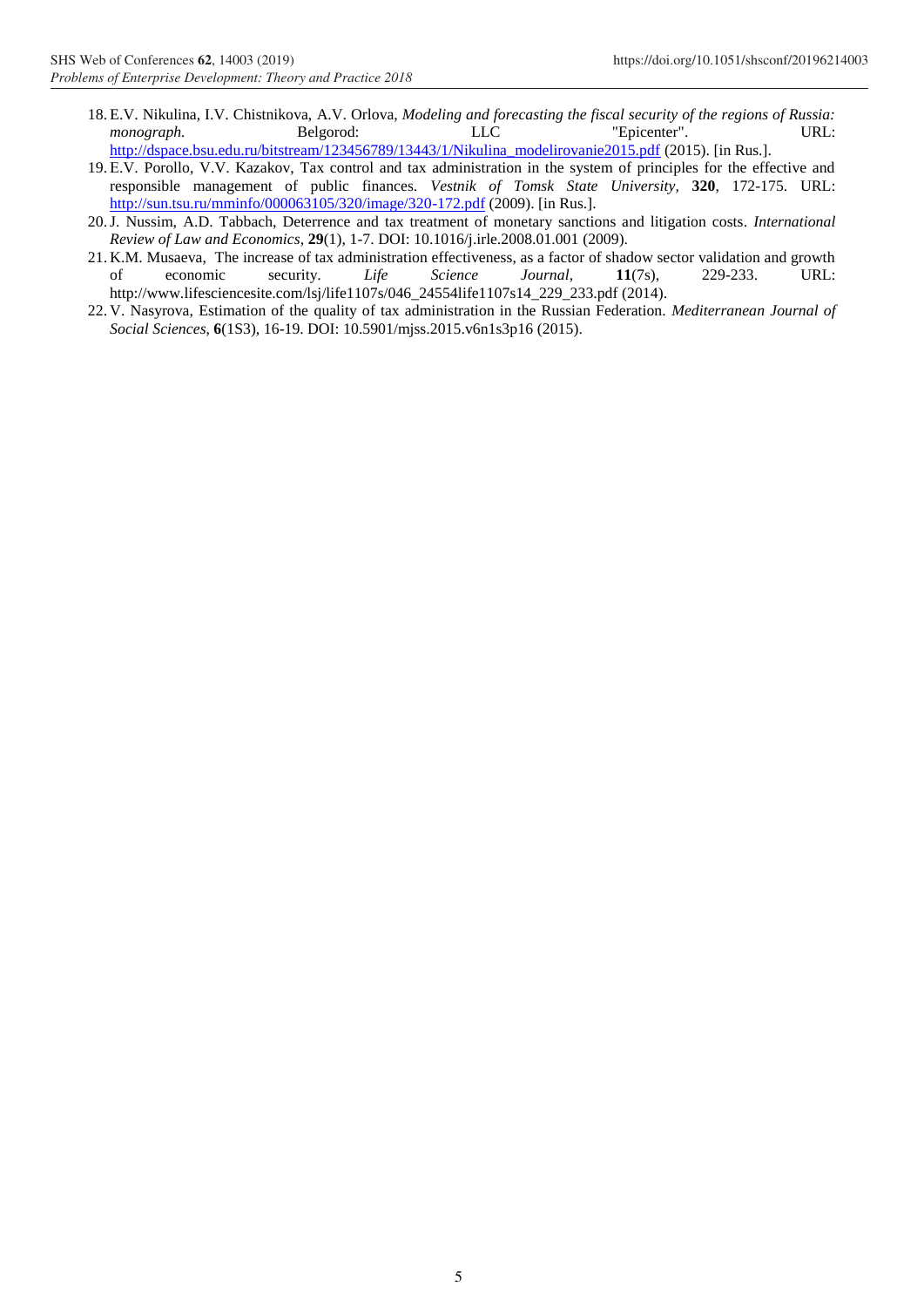18. E.V. Nikulina, I.V. Chistnikova, A.V. Orlova, *Modeling and forecasting the fiscal security of the regions of Russia: monograph.* Belgorod: LLC "Epicenter". URL: http://dspace.bsu.edu.ru/bitstream/123456789/13443/1/Nikulina_modelirovanie2015.pdf (2015). [in Rus.].
19. E.V. Porollo, V.V. Kazakov, Tax control and tax administration in the system of principles for the effective and responsible management of public finances. *Vestnik of Tomsk State University*, **320**, 172-175. URL: http://sun.tsu.ru/mminfo/000063105/320/image/320-172.pdf (2009). [in Rus.].
20. J. Nussim, A.D. Tabbach, Deterrence and tax treatment of monetary sanctions and litigation costs. *International Review of Law and Economics*, **29**(1), 1-7. DOI: 10.1016/j.irle.2008.01.001 (2009).
21. K.M. Musaeva, The increase of tax administration effectiveness, as a factor of shadow sector validation and growth of economic security. *Life Science Journal*, **11**(7s), 229-233. URL: http://www.lifesciencesite.com/lsj/life1107s/046_24554life1107s14_229_233.pdf (2014).
22. V. Nasyrova, Estimation of the quality of tax administration in the Russian Federation. *Mediterranean Journal of Social Sciences*, **6**(1S3), 16-19. DOI: 10.5901/mjss.2015.v6n1s3p16 (2015).